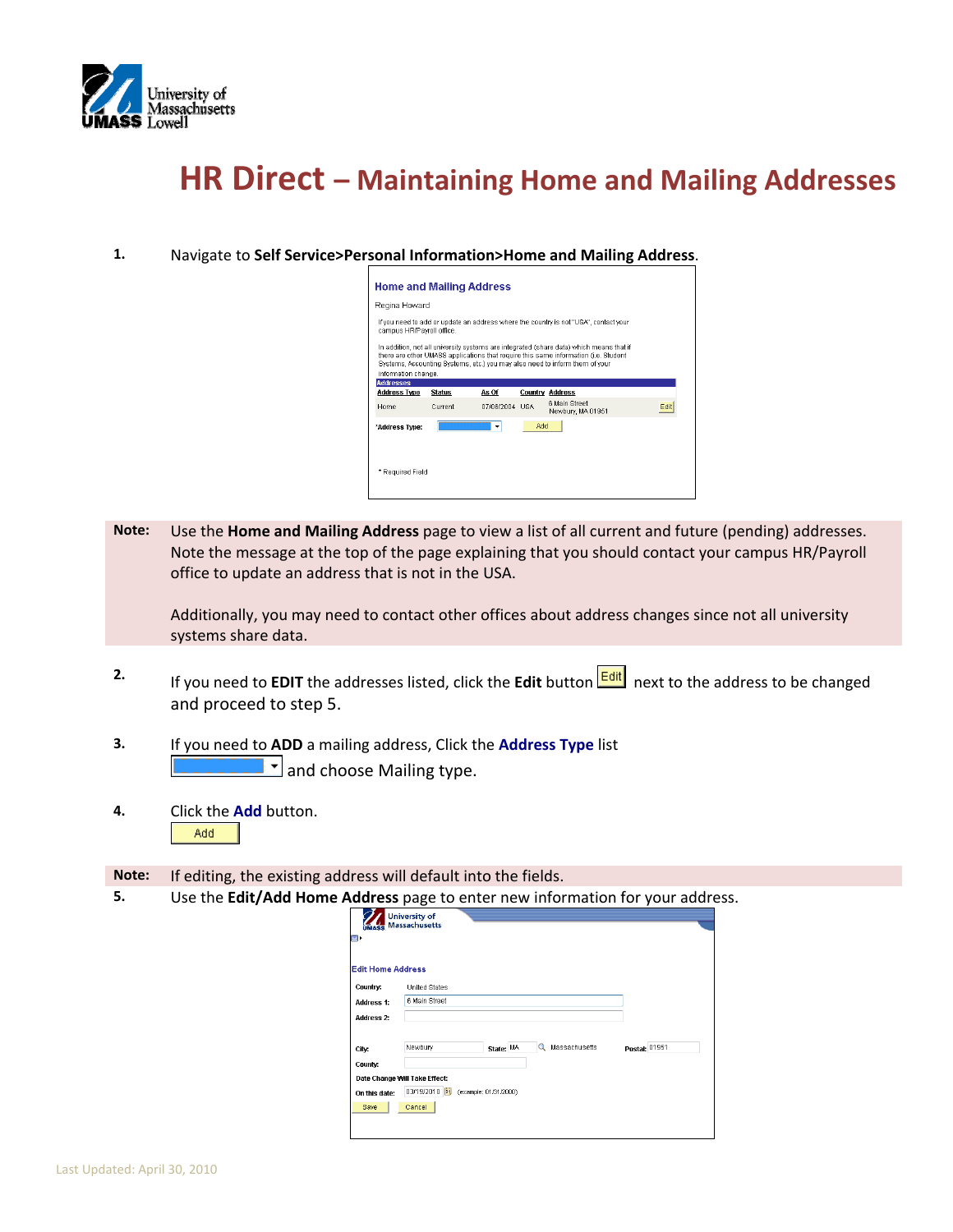# HR Direct – Maintaining Home and Mailing Addresses

1. Navigate to **Self Service>Personal Information>Home and Mailing Address**.

**Note:** Use the **Home and Mailing Address** page to view a list of all current and future (pending) addresses. Note the message at the top of the page explaining that you should contact your campus HR/Payroll office to update an address that is not in the USA.

Additionally, you may need to contact other offices about address changes since not all university systems share data.

2. If you need to **EDIT** the addresses listed, click the **Edit** button Edit next to the address to be changed and proceed to step 5.

3. If you need to **ADD** a mailing address, Click the **Address Type** list and choose Mailing type.

4. Click the **Add** button.

**Note:** If editing, the existing address will default into the fields.

5. Use the **Edit/Add Home Address** page to enter new information for your address.

Last Updated: April 30, 2010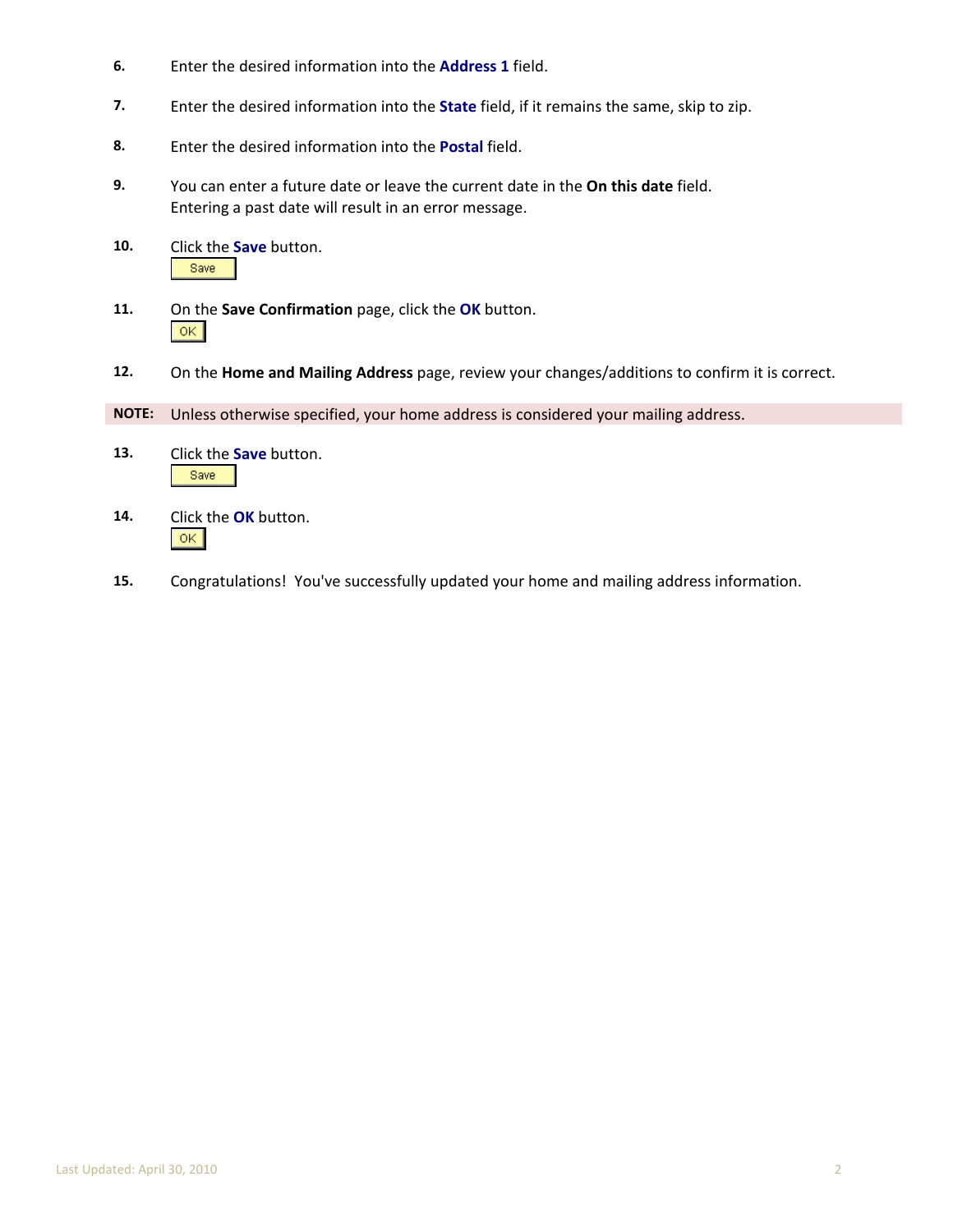6. Enter the desired information into the **Address 1** field.

7. Enter the desired information into the **State** field, if it remains the same, skip to zip.

8. Enter the desired information into the **Postal** field.

9. You can enter a future date or leave the current date in the **On this date** field.
   Entering a past date will result in an error message.

10. Click the **Save** button.
    Save

11. On the **Save Confirmation** page, click the **OK** button.
    OK

12. On the **Home and Mailing Address** page, review your changes/additions to confirm it is correct.

**NOTE:** Unless otherwise specified, your home address is considered your mailing address.

13. Click the **Save** button.
    Save

14. Click the **OK** button.
    OK

15. Congratulations! You've successfully updated your home and mailing address information.

Last Updated: April 30, 2010